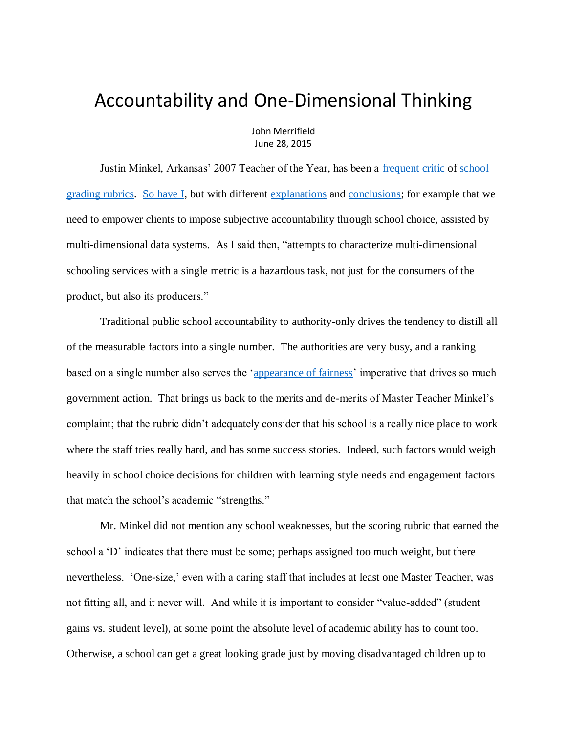# Accountability and One-Dimensional Thinking

John Merrifield
June 28, 2015

Justin Minkel, Arkansas' 2007 Teacher of the Year, has been a frequent critic of school grading rubrics. So have I, but with different explanations and conclusions; for example that we need to empower clients to impose subjective accountability through school choice, assisted by multi-dimensional data systems. As I said then, "attempts to characterize multi-dimensional schooling services with a single metric is a hazardous task, not just for the consumers of the product, but also its producers."

Traditional public school accountability to authority-only drives the tendency to distill all of the measurable factors into a single number. The authorities are very busy, and a ranking based on a single number also serves the 'appearance of fairness' imperative that drives so much government action. That brings us back to the merits and de-merits of Master Teacher Minkel's complaint; that the rubric didn't adequately consider that his school is a really nice place to work where the staff tries really hard, and has some success stories. Indeed, such factors would weigh heavily in school choice decisions for children with learning style needs and engagement factors that match the school's academic "strengths."

Mr. Minkel did not mention any school weaknesses, but the scoring rubric that earned the school a 'D' indicates that there must be some; perhaps assigned too much weight, but there nevertheless. 'One-size,' even with a caring staff that includes at least one Master Teacher, was not fitting all, and it never will. And while it is important to consider "value-added" (student gains vs. student level), at some point the absolute level of academic ability has to count too. Otherwise, a school can get a great looking grade just by moving disadvantaged children up to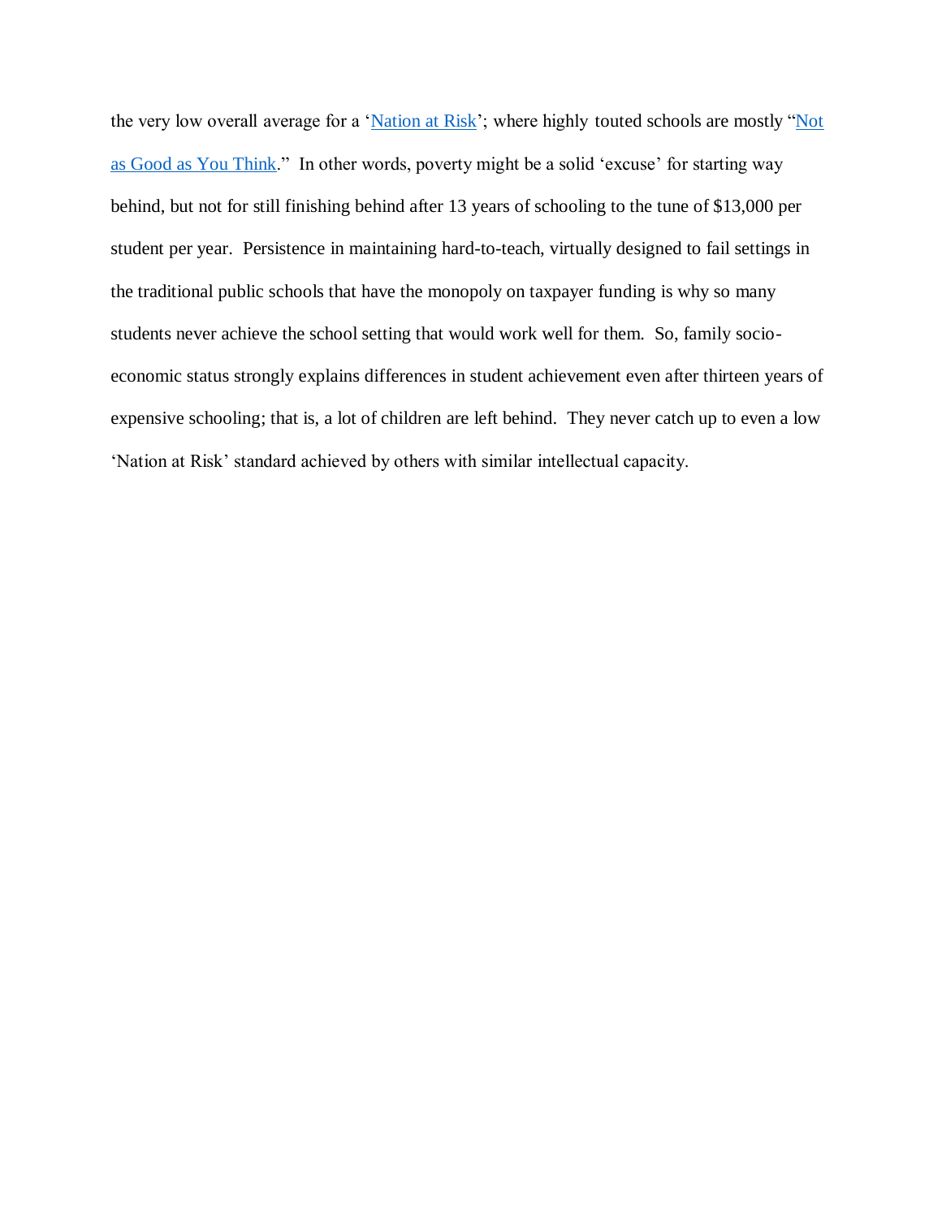the very low overall average for a 'Nation at Risk'; where highly touted schools are mostly "Not as Good as You Think." In other words, poverty might be a solid 'excuse' for starting way behind, but not for still finishing behind after 13 years of schooling to the tune of $13,000 per student per year. Persistence in maintaining hard-to-teach, virtually designed to fail settings in the traditional public schools that have the monopoly on taxpayer funding is why so many students never achieve the school setting that would work well for them. So, family socio-economic status strongly explains differences in student achievement even after thirteen years of expensive schooling; that is, a lot of children are left behind. They never catch up to even a low 'Nation at Risk' standard achieved by others with similar intellectual capacity.